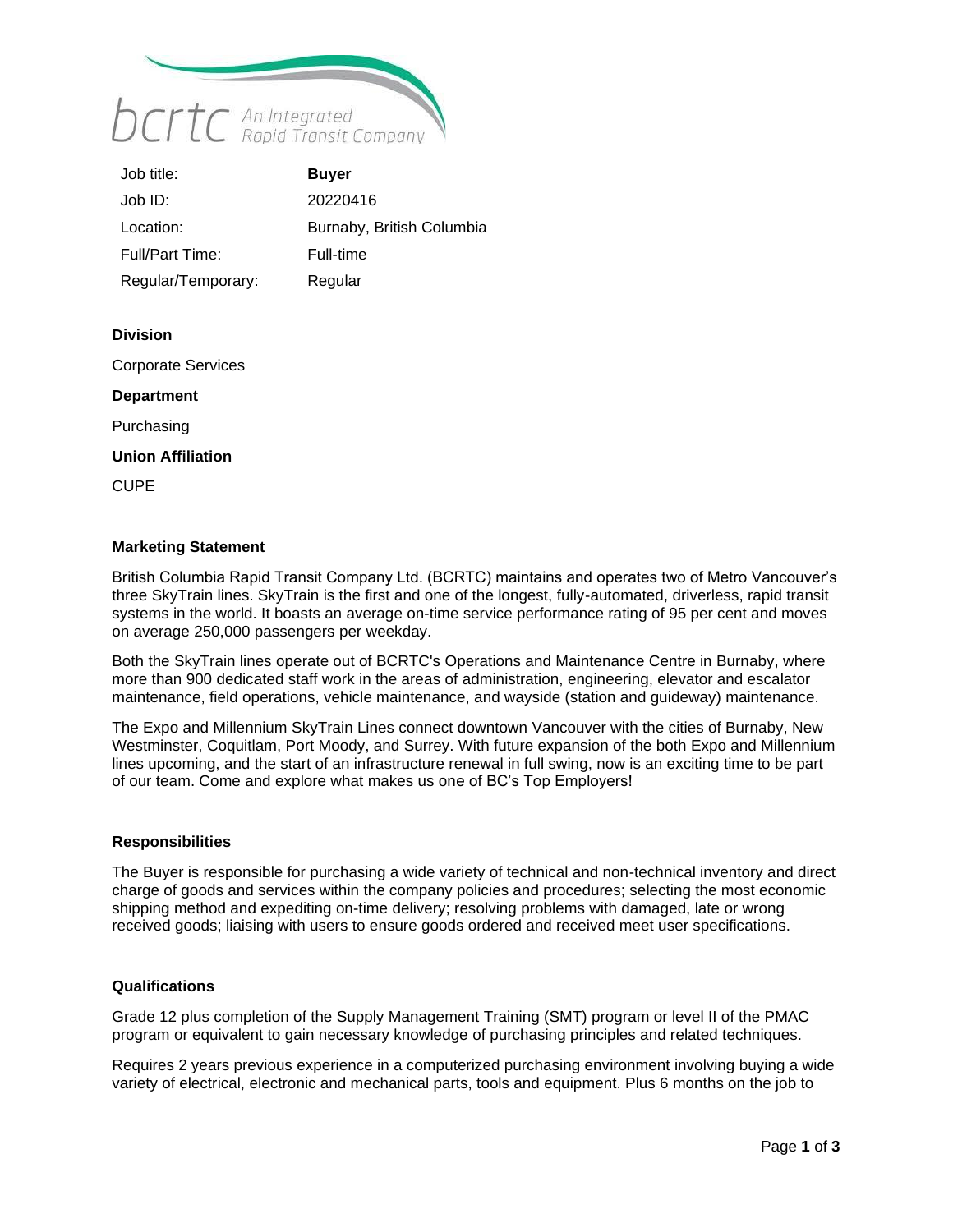bcrtc An Integrated Rapid Transit Company

| | |
|---|---|
| Job title: | **Buyer** |
| Job ID: | 20220416 |
| Location: | Burnaby, British Columbia |
| Full/Part Time: | Full-time |
| Regular/Temporary: | Regular |

**Division**

Corporate Services

**Department**

Purchasing

**Union Affiliation**

CUPE

**Marketing Statement**

British Columbia Rapid Transit Company Ltd. (BCRTC) maintains and operates two of Metro Vancouver's three SkyTrain lines. SkyTrain is the first and one of the longest, fully-automated, driverless, rapid transit systems in the world. It boasts an average on-time service performance rating of 95 per cent and moves on average 250,000 passengers per weekday.

Both the SkyTrain lines operate out of BCRTC's Operations and Maintenance Centre in Burnaby, where more than 900 dedicated staff work in the areas of administration, engineering, elevator and escalator maintenance, field operations, vehicle maintenance, and wayside (station and guideway) maintenance.

The Expo and Millennium SkyTrain Lines connect downtown Vancouver with the cities of Burnaby, New Westminster, Coquitlam, Port Moody, and Surrey. With future expansion of the both Expo and Millennium lines upcoming, and the start of an infrastructure renewal in full swing, now is an exciting time to be part of our team. Come and explore what makes us one of BC's Top Employers!

**Responsibilities**

The Buyer is responsible for purchasing a wide variety of technical and non-technical inventory and direct charge of goods and services within the company policies and procedures; selecting the most economic shipping method and expediting on-time delivery; resolving problems with damaged, late or wrong received goods; liaising with users to ensure goods ordered and received meet user specifications.

**Qualifications**

Grade 12 plus completion of the Supply Management Training (SMT) program or level II of the PMAC program or equivalent to gain necessary knowledge of purchasing principles and related techniques.

Requires 2 years previous experience in a computerized purchasing environment involving buying a wide variety of electrical, electronic and mechanical parts, tools and equipment. Plus 6 months on the job to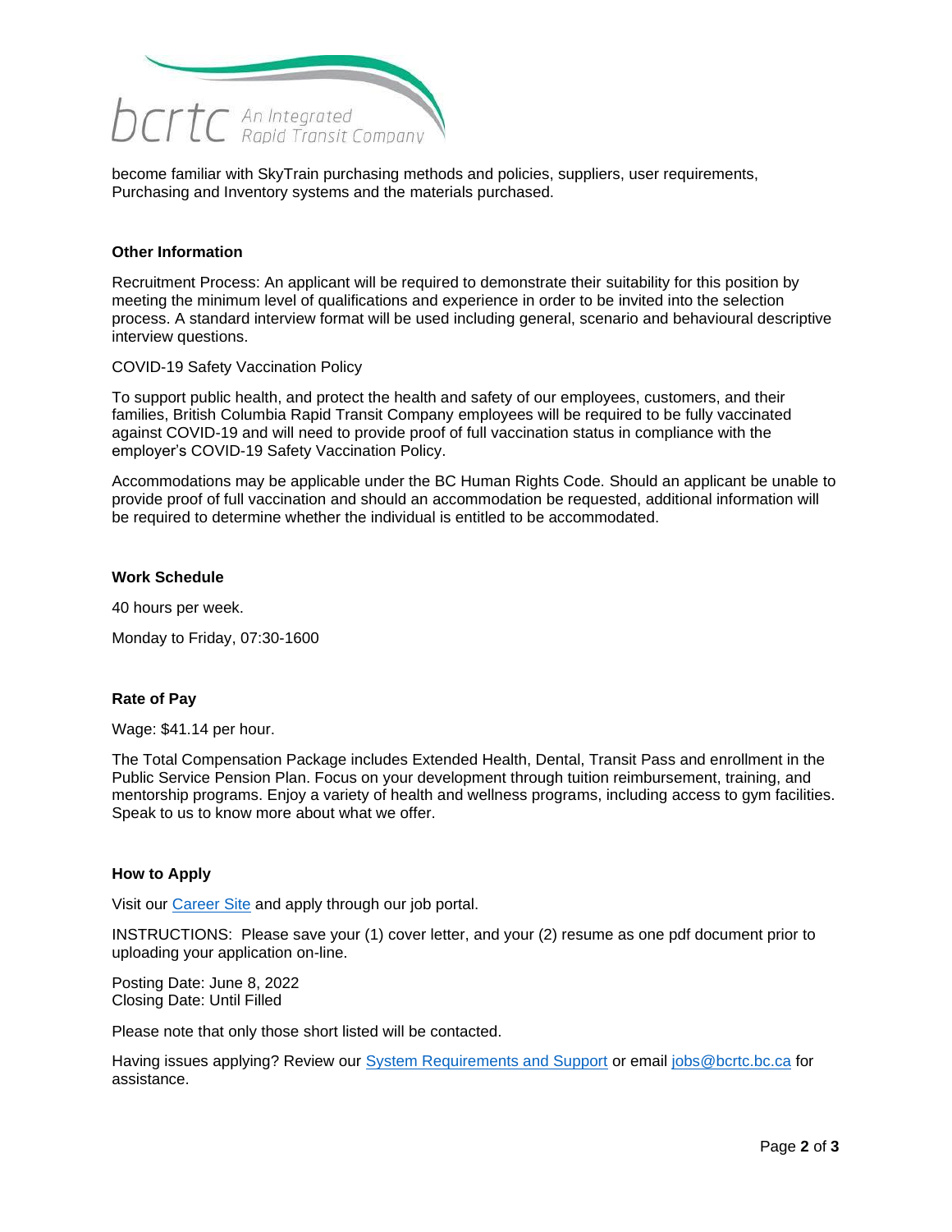become familiar with SkyTrain purchasing methods and policies, suppliers, user requirements, Purchasing and Inventory systems and the materials purchased.

### Other Information

Recruitment Process: An applicant will be required to demonstrate their suitability for this position by meeting the minimum level of qualifications and experience in order to be invited into the selection process. A standard interview format will be used including general, scenario and behavioural descriptive interview questions.

COVID-19 Safety Vaccination Policy

To support public health, and protect the health and safety of our employees, customers, and their families, British Columbia Rapid Transit Company employees will be required to be fully vaccinated against COVID-19 and will need to provide proof of full vaccination status in compliance with the employer's COVID-19 Safety Vaccination Policy.

Accommodations may be applicable under the BC Human Rights Code. Should an applicant be unable to provide proof of full vaccination and should an accommodation be requested, additional information will be required to determine whether the individual is entitled to be accommodated.

### Work Schedule

40 hours per week.

Monday to Friday, 07:30-1600

### Rate of Pay

Wage: $41.14 per hour.

The Total Compensation Package includes Extended Health, Dental, Transit Pass and enrollment in the Public Service Pension Plan. Focus on your development through tuition reimbursement, training, and mentorship programs. Enjoy a variety of health and wellness programs, including access to gym facilities. Speak to us to know more about what we offer.

### How to Apply

Visit our Career Site and apply through our job portal.

INSTRUCTIONS: Please save your (1) cover letter, and your (2) resume as one pdf document prior to uploading your application on-line.

Posting Date: June 8, 2022
Closing Date: Until Filled

Please note that only those short listed will be contacted.

Having issues applying? Review our System Requirements and Support or email jobs@bcrtc.bc.ca for assistance.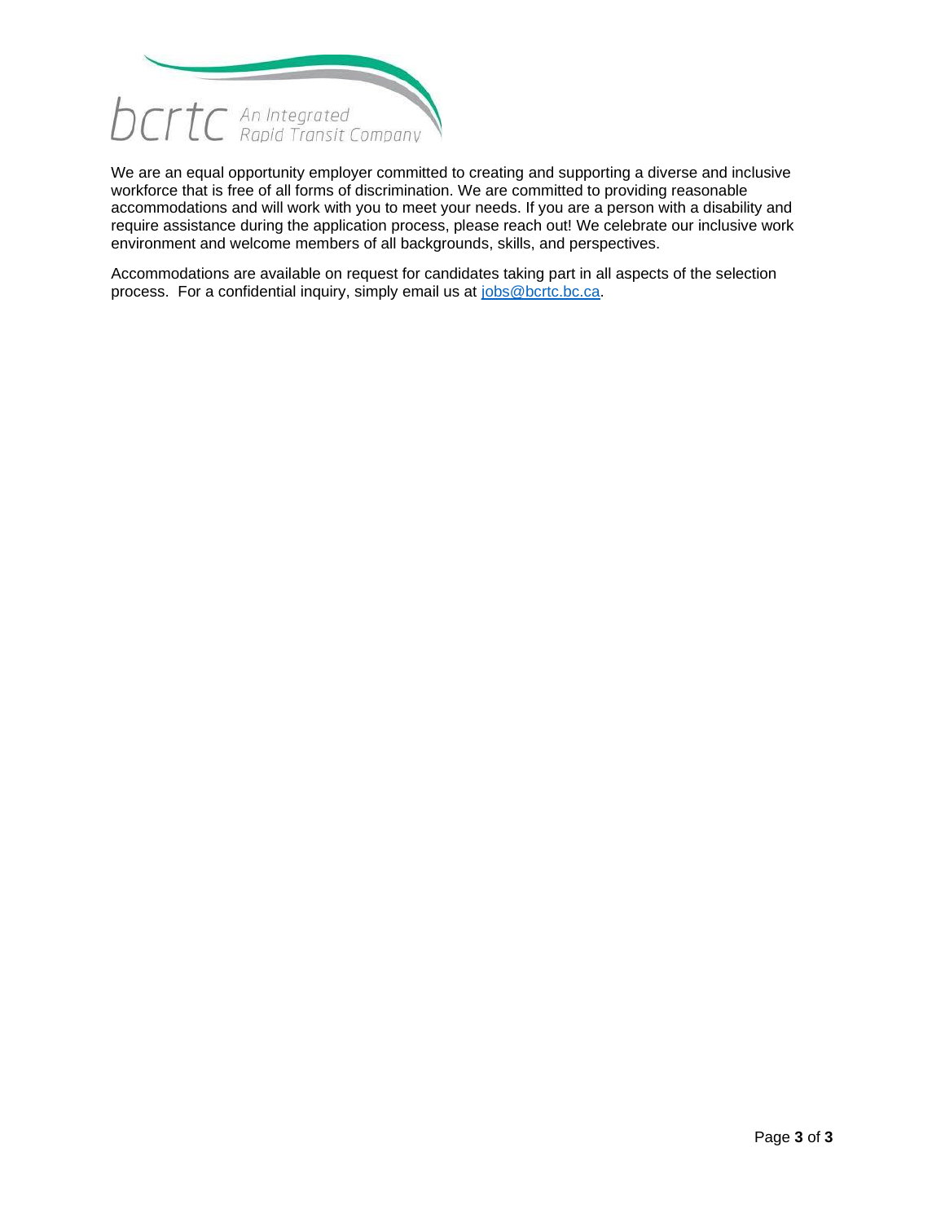We are an equal opportunity employer committed to creating and supporting a diverse and inclusive workforce that is free of all forms of discrimination. We are committed to providing reasonable accommodations and will work with you to meet your needs. If you are a person with a disability and require assistance during the application process, please reach out! We celebrate our inclusive work environment and welcome members of all backgrounds, skills, and perspectives.

Accommodations are available on request for candidates taking part in all aspects of the selection process. For a confidential inquiry, simply email us at [jobs@bcrtc.bc.ca](mailto:jobs@bcrtc.bc.ca).